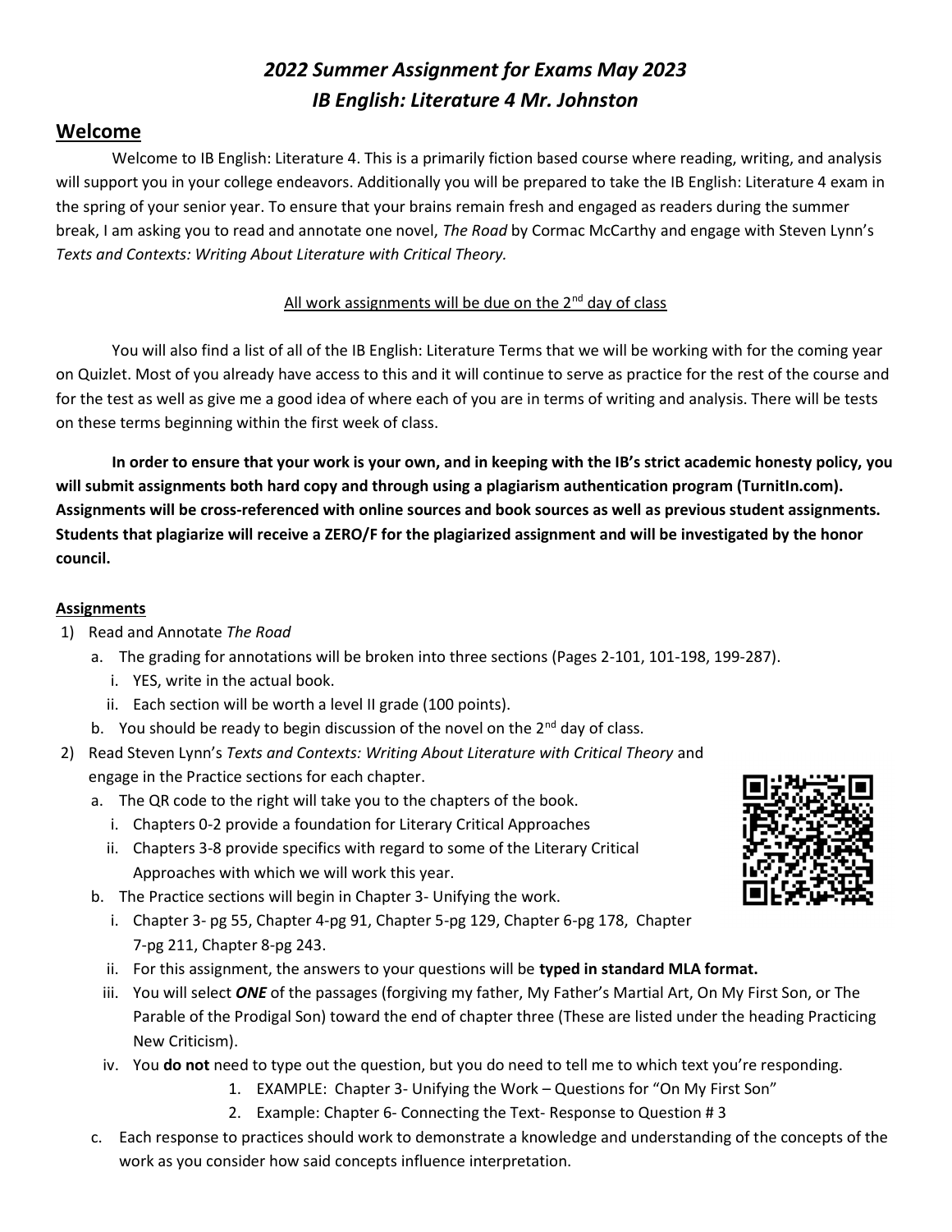# *2022 Summer Assignment for Exams May 2023*
# *IB English: Literature 4 Mr. Johnston*

## Welcome

Welcome to IB English: Literature 4. This is a primarily fiction based course where reading, writing, and analysis will support you in your college endeavors. Additionally you will be prepared to take the IB English: Literature 4 exam in the spring of your senior year. To ensure that your brains remain fresh and engaged as readers during the summer break, I am asking you to read and annotate one novel, *The Road* by Cormac McCarthy and engage with Steven Lynn's *Texts and Contexts: Writing About Literature with Critical Theory.*

All work assignments will be due on the 2nd day of class

You will also find a list of all of the IB English: Literature Terms that we will be working with for the coming year on Quizlet. Most of you already have access to this and it will continue to serve as practice for the rest of the course and for the test as well as give me a good idea of where each of you are in terms of writing and analysis. There will be tests on these terms beginning within the first week of class.

**In order to ensure that your work is your own, and in keeping with the IB's strict academic honesty policy, you will submit assignments both hard copy and through using a plagiarism authentication program (TurnitIn.com). Assignments will be cross-referenced with online sources and book sources as well as previous student assignments. Students that plagiarize will receive a ZERO/F for the plagiarized assignment and will be investigated by the honor council.**

### Assignments

1) Read and Annotate *The Road*
   a. The grading for annotations will be broken into three sections (Pages 2-101, 101-198, 199-287).
      i. YES, write in the actual book.
      ii. Each section will be worth a level II grade (100 points).
   b. You should be ready to begin discussion of the novel on the 2nd day of class.
2) Read Steven Lynn's *Texts and Contexts: Writing About Literature with Critical Theory* and engage in the Practice sections for each chapter.
   a. The QR code to the right will take you to the chapters of the book.
      i. Chapters 0-2 provide a foundation for Literary Critical Approaches
      ii. Chapters 3-8 provide specifics with regard to some of the Literary Critical Approaches with which we will work this year.
   b. The Practice sections will begin in Chapter 3- Unifying the work.
      i. Chapter 3- pg 55, Chapter 4-pg 91, Chapter 5-pg 129, Chapter 6-pg 178, Chapter 7-pg 211, Chapter 8-pg 243.
      ii. For this assignment, the answers to your questions will be **typed in standard MLA format.**
      iii. You will select ***ONE*** of the passages (forgiving my father, My Father's Martial Art, On My First Son, or The Parable of the Prodigal Son) toward the end of chapter three (These are listed under the heading Practicing New Criticism).
      iv. You **do not** need to type out the question, but you do need to tell me to which text you're responding.
         1. EXAMPLE: Chapter 3- Unifying the Work – Questions for "On My First Son"
         2. Example: Chapter 6- Connecting the Text- Response to Question # 3
   c. Each response to practices should work to demonstrate a knowledge and understanding of the concepts of the work as you consider how said concepts influence interpretation.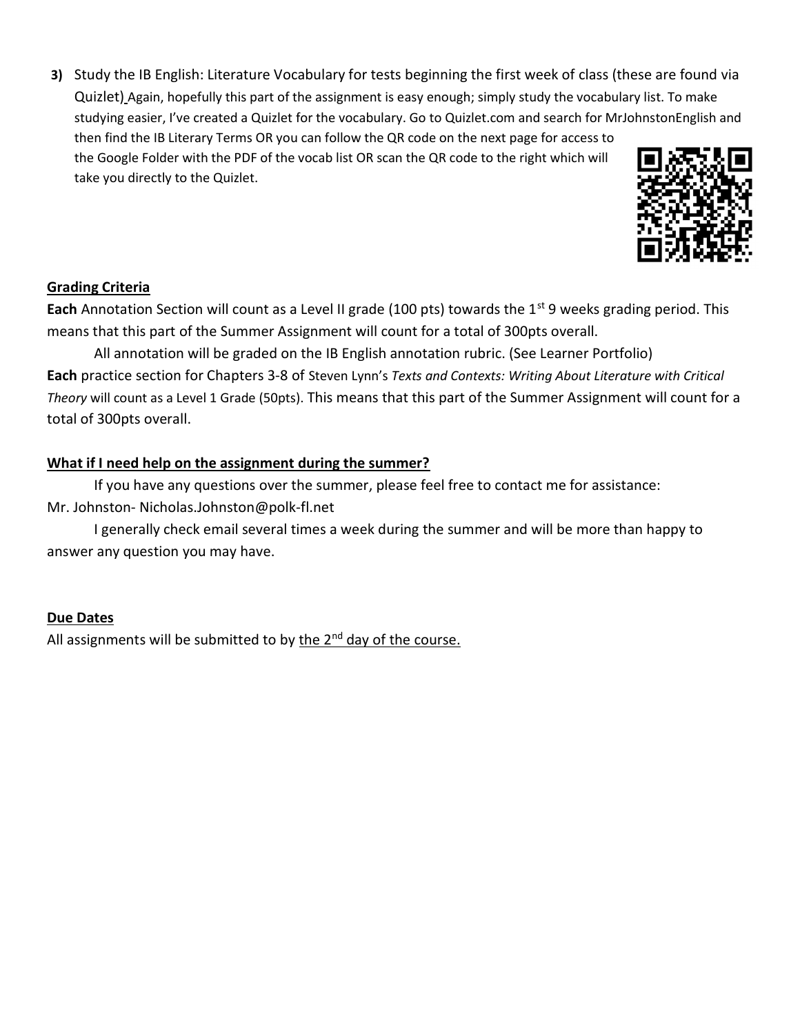**3)** Study the IB English: Literature Vocabulary for tests beginning the first week of class (these are found via Quizlet) Again, hopefully this part of the assignment is easy enough; simply study the vocabulary list. To make studying easier, I've created a Quizlet for the vocabulary. Go to Quizlet.com and search for MrJohnstonEnglish and then find the IB Literary Terms OR you can follow the QR code on the next page for access to the Google Folder with the PDF of the vocab list OR scan the QR code to the right which will take you directly to the Quizlet.

**Grading Criteria**

**Each** Annotation Section will count as a Level II grade (100 pts) towards the 1st 9 weeks grading period. This means that this part of the Summer Assignment will count for a total of 300pts overall.

All annotation will be graded on the IB English annotation rubric. (See Learner Portfolio)

**Each** practice section for Chapters 3-8 of Steven Lynn's *Texts and Contexts: Writing About Literature with Critical Theory* will count as a Level 1 Grade (50pts). This means that this part of the Summer Assignment will count for a total of 300pts overall.

**What if I need help on the assignment during the summer?**

If you have any questions over the summer, please feel free to contact me for assistance:

Mr. Johnston- Nicholas.Johnston@polk-fl.net

I generally check email several times a week during the summer and will be more than happy to answer any question you may have.

**Due Dates**

All assignments will be submitted to by the 2nd day of the course.